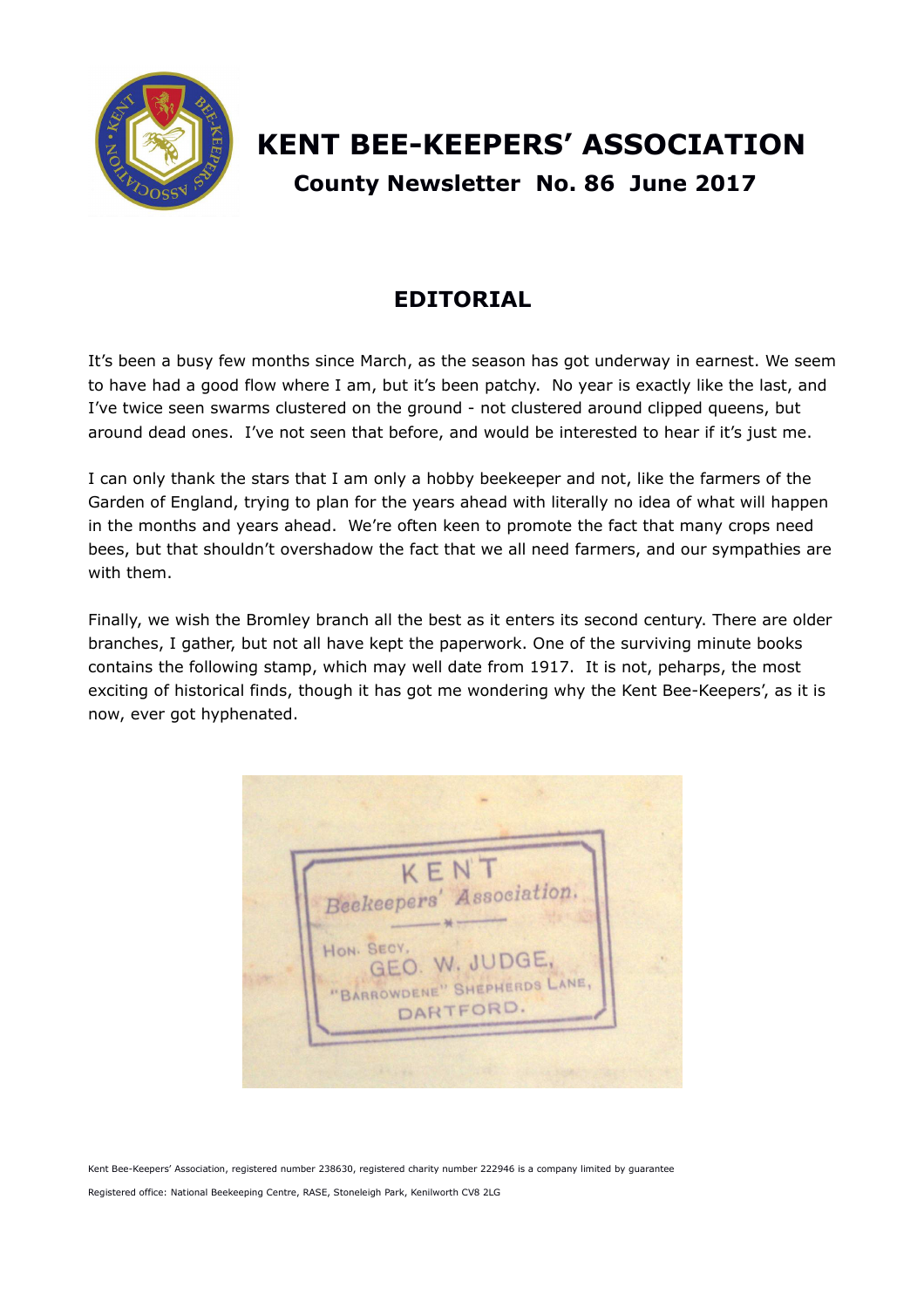# KENT BEE-KEEPERS' ASSOCIATION

## County Newsletter No. 86 June 2017

## EDITORIAL

It's been a busy few months since March, as the season has got underway in earnest. We seem to have had a good flow where I am, but it's been patchy. No year is exactly like the last, and I've twice seen swarms clustered on the ground - not clustered around clipped queens, but around dead ones. I've not seen that before, and would be interested to hear if it's just me.

I can only thank the stars that I am only a hobby beekeeper and not, like the farmers of the Garden of England, trying to plan for the years ahead with literally no idea of what will happen in the months and years ahead. We're often keen to promote the fact that many crops need bees, but that shouldn't overshadow the fact that we all need farmers, and our sympathies are with them.

Finally, we wish the Bromley branch all the best as it enters its second century. There are older branches, I gather, but not all have kept the paperwork. One of the surviving minute books contains the following stamp, which may well date from 1917. It is not, peharps, the most exciting of historical finds, though it has got me wondering why the Kent Bee-Keepers', as it is now, ever got hyphenated.

KENT
Beekeepers' Association.
HON. SECY.
GEO. W. JUDGE,
"BARROWDENE" SHEPHERDS LANE,
DARTFORD.

Kent Bee-Keepers' Association, registered number 238630, registered charity number 222946 is a company limited by guarantee

Registered office: National Beekeeping Centre, RASE, Stoneleigh Park, Kenilworth CV8 2LG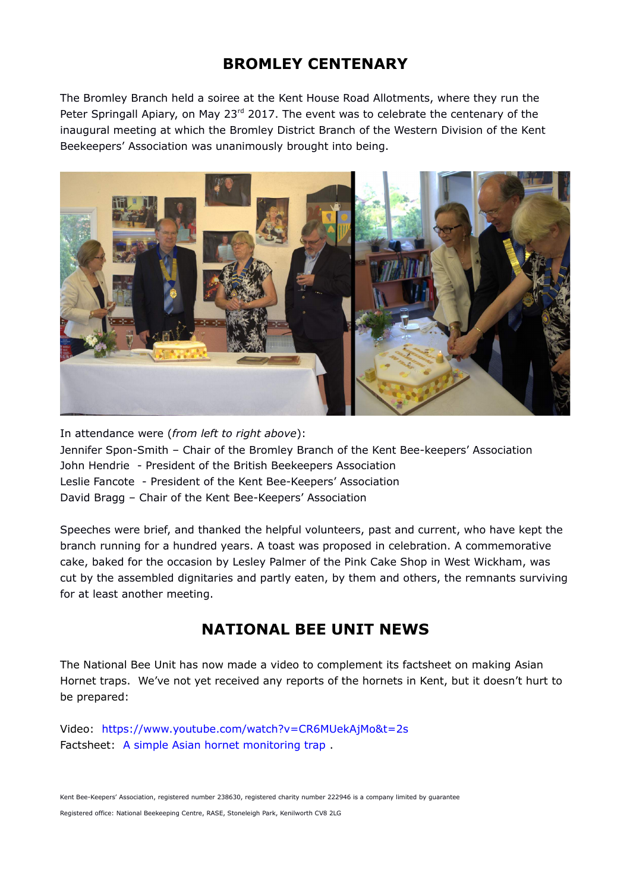## BROMLEY CENTENARY

The Bromley Branch held a soiree at the Kent House Road Allotments, where they run the Peter Springall Apiary, on May 23rd 2017. The event was to celebrate the centenary of the inaugural meeting at which the Bromley District Branch of the Western Division of the Kent Beekeepers' Association was unanimously brought into being.

In attendance were (*from left to right above*):
Jennifer Spon-Smith – Chair of the Bromley Branch of the Kent Bee-keepers' Association
John Hendrie - President of the British Beekeepers Association
Leslie Fancote - President of the Kent Bee-Keepers' Association
David Bragg – Chair of the Kent Bee-Keepers' Association

Speeches were brief, and thanked the helpful volunteers, past and current, who have kept the branch running for a hundred years. A toast was proposed in celebration. A commemorative cake, baked for the occasion by Lesley Palmer of the Pink Cake Shop in West Wickham, was cut by the assembled dignitaries and partly eaten, by them and others, the remnants surviving for at least another meeting.

## NATIONAL BEE UNIT NEWS

The National Bee Unit has now made a video to complement its factsheet on making Asian Hornet traps. We've not yet received any reports of the hornets in Kent, but it doesn't hurt to be prepared:

Video: https://www.youtube.com/watch?v=CR6MUekAjMo&t=2s
Factsheet: A simple Asian hornet monitoring trap .

Kent Bee-Keepers' Association, registered number 238630, registered charity number 222946 is a company limited by guarantee

Registered office: National Beekeeping Centre, RASE, Stoneleigh Park, Kenilworth CV8 2LG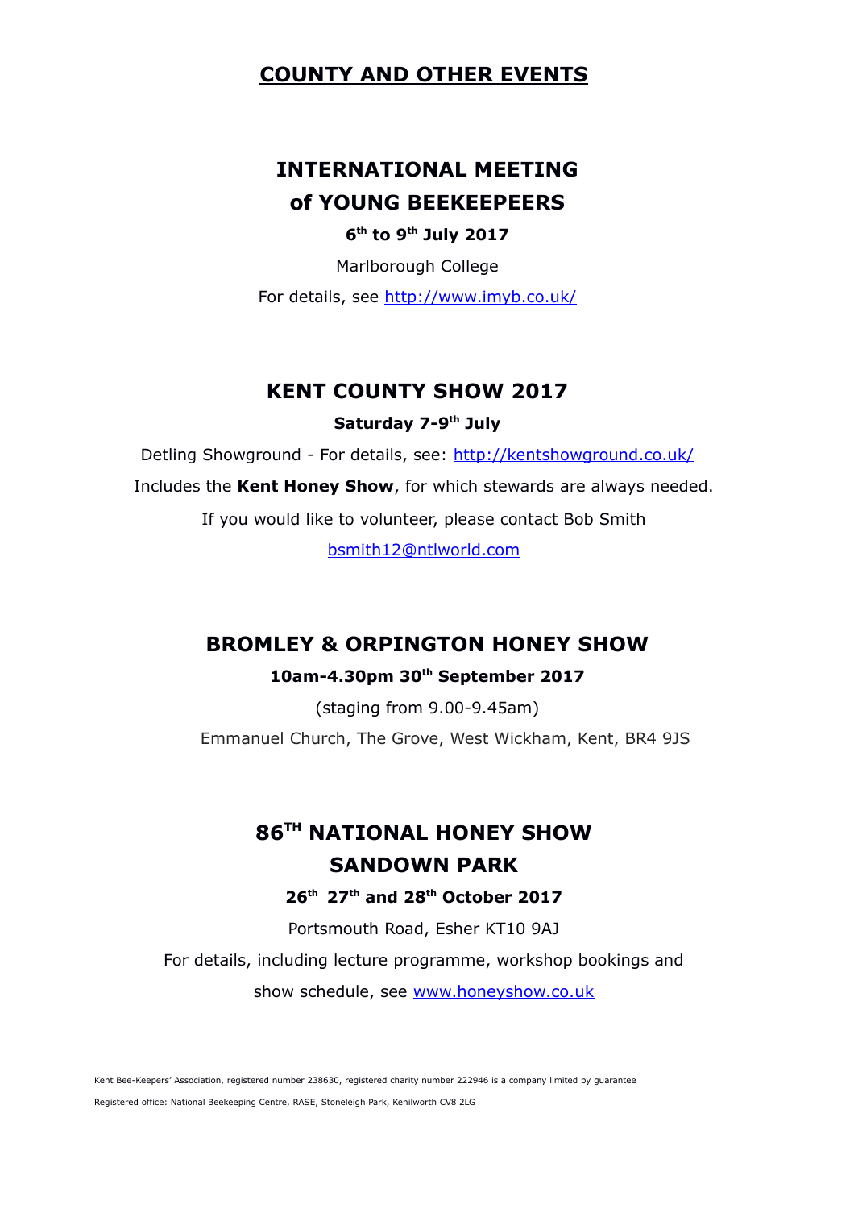# COUNTY AND OTHER EVENTS

## INTERNATIONAL MEETING of YOUNG BEEKEEPERS

**6th to 9th July 2017**

Marlborough College

For details, see http://www.imyb.co.uk/

## KENT COUNTY SHOW 2017

**Saturday 7-9th July**

Detling Showground - For details, see: http://kentshowground.co.uk/

Includes the **Kent Honey Show**, for which stewards are always needed.

If you would like to volunteer, please contact Bob Smith

bsmith12@ntlworld.com

## BROMLEY & ORPINGTON HONEY SHOW

**10am-4.30pm 30th September 2017**

(staging from 9.00-9.45am)

Emmanuel Church, The Grove, West Wickham, Kent, BR4 9JS

## 86TH NATIONAL HONEY SHOW SANDOWN PARK

**26th 27th and 28th October 2017**

Portsmouth Road, Esher KT10 9AJ

For details, including lecture programme, workshop bookings and show schedule, see www.honeyshow.co.uk

Kent Bee-Keepers' Association, registered number 238630, registered charity number 222946 is a company limited by guarantee

Registered office: National Beekeeping Centre, RASE, Stoneleigh Park, Kenilworth CV8 2LG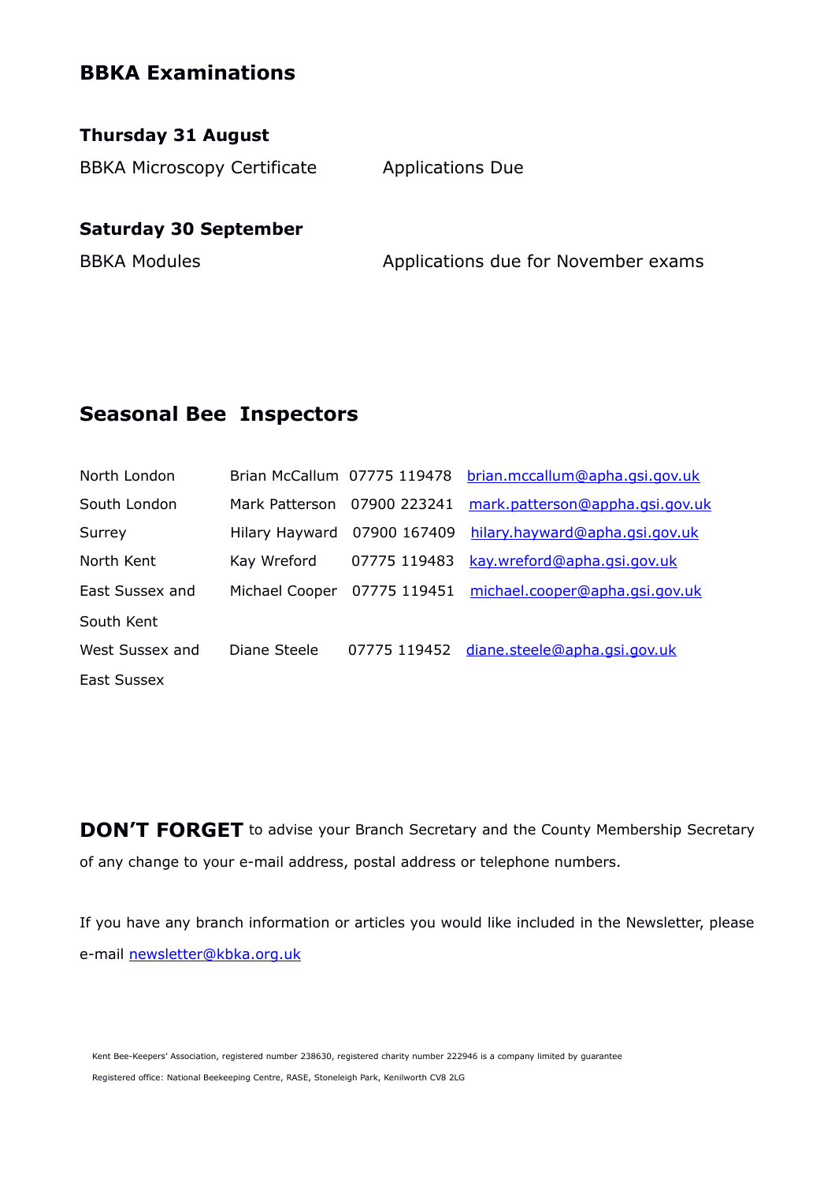## BBKA Examinations

### Thursday 31 August

BBKA Microscopy Certificate — Applications Due

### Saturday 30 September

BBKA Modules — Applications due for November exams

## Seasonal Bee Inspectors

| | | | |
|---|---|---|---|
| North London | Brian McCallum | 07775 119478 | brian.mccallum@apha.gsi.gov.uk |
| South London | Mark Patterson | 07900 223241 | mark.patterson@appha.gsi.gov.uk |
| Surrey | Hilary Hayward | 07900 167409 | hilary.hayward@apha.gsi.gov.uk |
| North Kent | Kay Wreford | 07775 119483 | kay.wreford@apha.gsi.gov.uk |
| East Sussex and South Kent | Michael Cooper | 07775 119451 | michael.cooper@apha.gsi.gov.uk |
| West Sussex and East Sussex | Diane Steele | 07775 119452 | diane.steele@apha.gsi.gov.uk |

**DON'T FORGET** to advise your Branch Secretary and the County Membership Secretary of any change to your e-mail address, postal address or telephone numbers.

If you have any branch information or articles you would like included in the Newsletter, please e-mail newsletter@kbka.org.uk

Kent Bee-Keepers' Association, registered number 238630, registered charity number 222946 is a company limited by guarantee

Registered office: National Beekeeping Centre, RASE, Stoneleigh Park, Kenilworth CV8 2LG